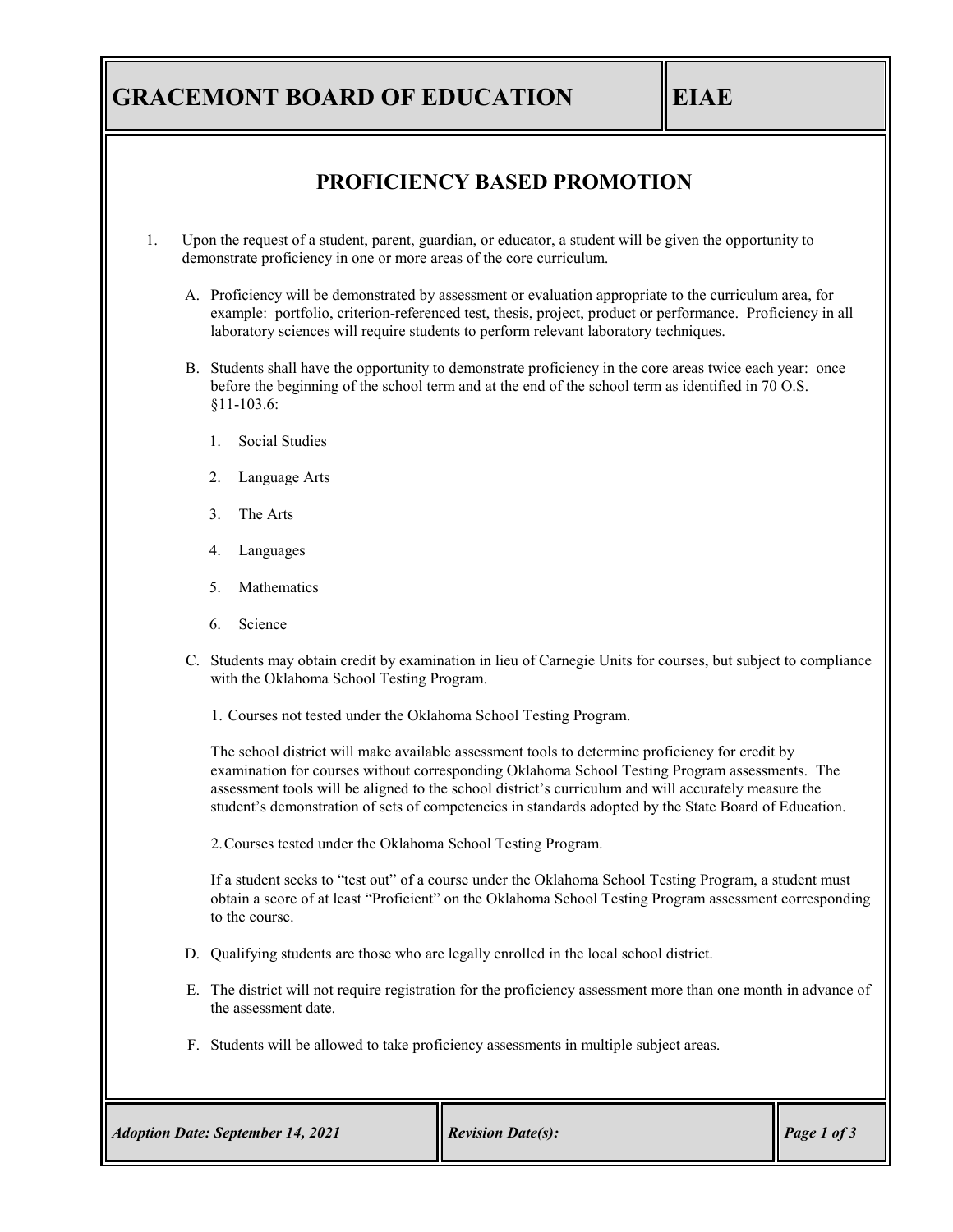# GRACEMONT BOARD OF EDUCATION

# EIAE

## PROFICIENCY BASED PROMOTION

1. Upon the request of a student, parent, guardian, or educator, a student will be given the opportunity to demonstrate proficiency in one or more areas of the core curriculum.

   A. Proficiency will be demonstrated by assessment or evaluation appropriate to the curriculum area, for example: portfolio, criterion-referenced test, thesis, project, product or performance. Proficiency in all laboratory sciences will require students to perform relevant laboratory techniques.

   B. Students shall have the opportunity to demonstrate proficiency in the core areas twice each year: once before the beginning of the school term and at the end of the school term as identified in 70 O.S. §11-103.6:

      1. Social Studies
      2. Language Arts
      3. The Arts
      4. Languages
      5. Mathematics
      6. Science

   C. Students may obtain credit by examination in lieu of Carnegie Units for courses, but subject to compliance with the Oklahoma School Testing Program.

      1. Courses not tested under the Oklahoma School Testing Program.

      The school district will make available assessment tools to determine proficiency for credit by examination for courses without corresponding Oklahoma School Testing Program assessments. The assessment tools will be aligned to the school district's curriculum and will accurately measure the student's demonstration of sets of competencies in standards adopted by the State Board of Education.

      2. Courses tested under the Oklahoma School Testing Program.

      If a student seeks to "test out" of a course under the Oklahoma School Testing Program, a student must obtain a score of at least "Proficient" on the Oklahoma School Testing Program assessment corresponding to the course.

   D. Qualifying students are those who are legally enrolled in the local school district.

   E. The district will not require registration for the proficiency assessment more than one month in advance of the assessment date.

   F. Students will be allowed to take proficiency assessments in multiple subject areas.

*Adoption Date: September 14, 2021* | *Revision Date(s):*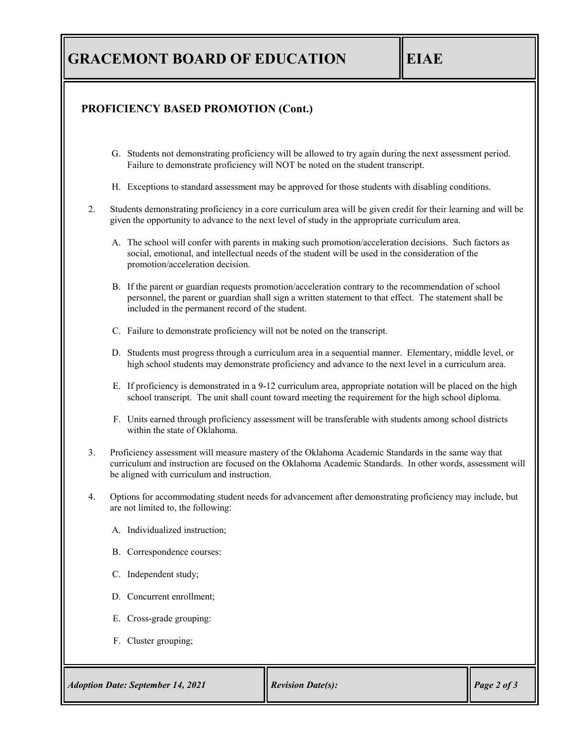## PROFICIENCY BASED PROMOTION (Cont.)

G. Students not demonstrating proficiency will be allowed to try again during the next assessment period. Failure to demonstrate proficiency will NOT be noted on the student transcript.

H. Exceptions to standard assessment may be approved for those students with disabling conditions.

2. Students demonstrating proficiency in a core curriculum area will be given credit for their learning and will be given the opportunity to advance to the next level of study in the appropriate curriculum area.

   A. The school will confer with parents in making such promotion/acceleration decisions. Such factors as social, emotional, and intellectual needs of the student will be used in the consideration of the promotion/acceleration decision.

   B. If the parent or guardian requests promotion/acceleration contrary to the recommendation of school personnel, the parent or guardian shall sign a written statement to that effect. The statement shall be included in the permanent record of the student.

   C. Failure to demonstrate proficiency will not be noted on the transcript.

   D. Students must progress through a curriculum area in a sequential manner. Elementary, middle level, or high school students may demonstrate proficiency and advance to the next level in a curriculum area.

   E. If proficiency is demonstrated in a 9-12 curriculum area, appropriate notation will be placed on the high school transcript. The unit shall count toward meeting the requirement for the high school diploma.

   F. Units earned through proficiency assessment will be transferable with students among school districts within the state of Oklahoma.

3. Proficiency assessment will measure mastery of the Oklahoma Academic Standards in the same way that curriculum and instruction are focused on the Oklahoma Academic Standards. In other words, assessment will be aligned with curriculum and instruction.

4. Options for accommodating student needs for advancement after demonstrating proficiency may include, but are not limited to, the following:

   A. Individualized instruction;

   B. Correspondence courses:

   C. Independent study;

   D. Concurrent enrollment;

   E. Cross-grade grouping:

   F. Cluster grouping;

*Adoption Date: September 14, 2021* | *Revision Date(s):*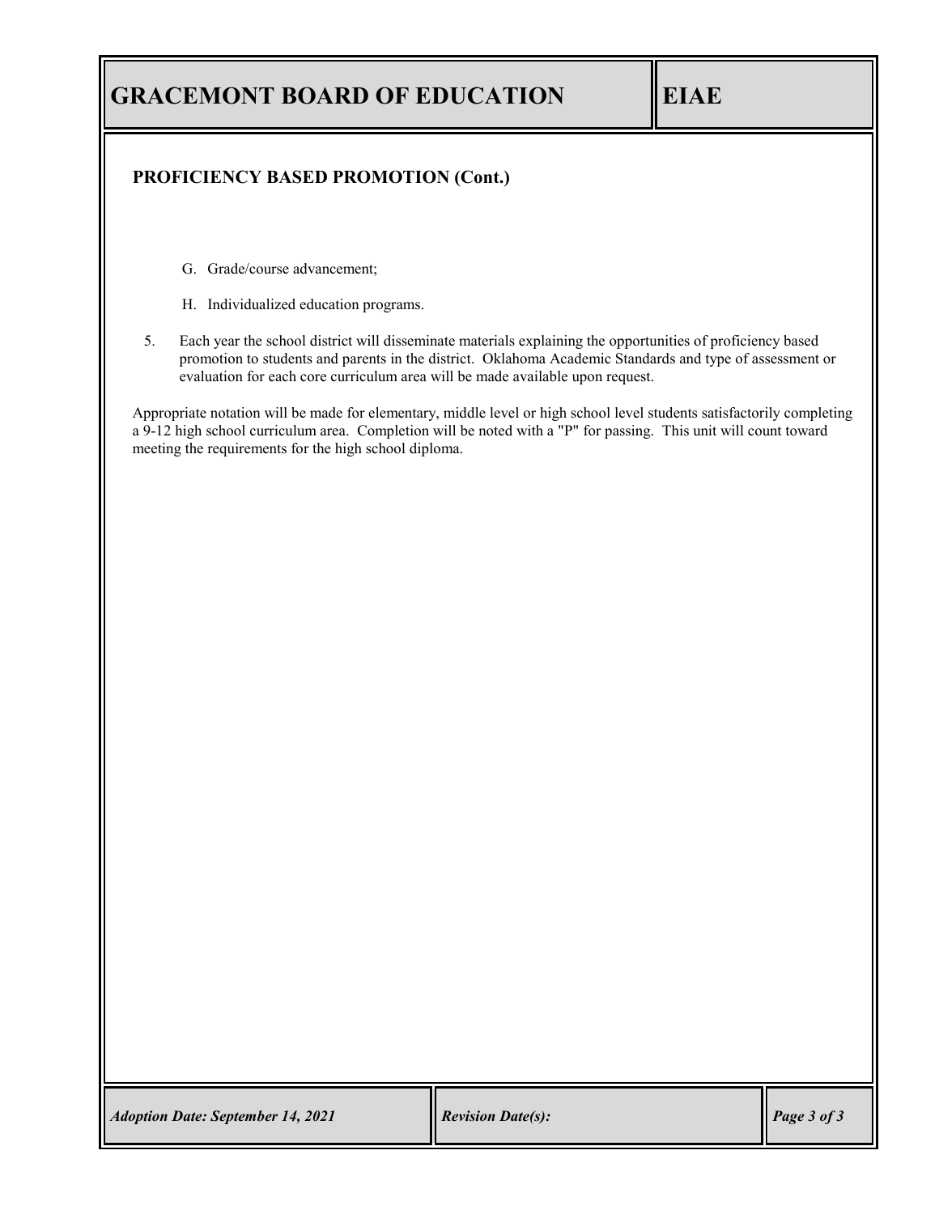## PROFICIENCY BASED PROMOTION (Cont.)

G. Grade/course advancement;

H. Individualized education programs.

5. Each year the school district will disseminate materials explaining the opportunities of proficiency based promotion to students and parents in the district. Oklahoma Academic Standards and type of assessment or evaluation for each core curriculum area will be made available upon request.

Appropriate notation will be made for elementary, middle level or high school level students satisfactorily completing a 9-12 high school curriculum area. Completion will be noted with a "P" for passing. This unit will count toward meeting the requirements for the high school diploma.

*Adoption Date: September 14, 2021* | *Revision Date(s):*